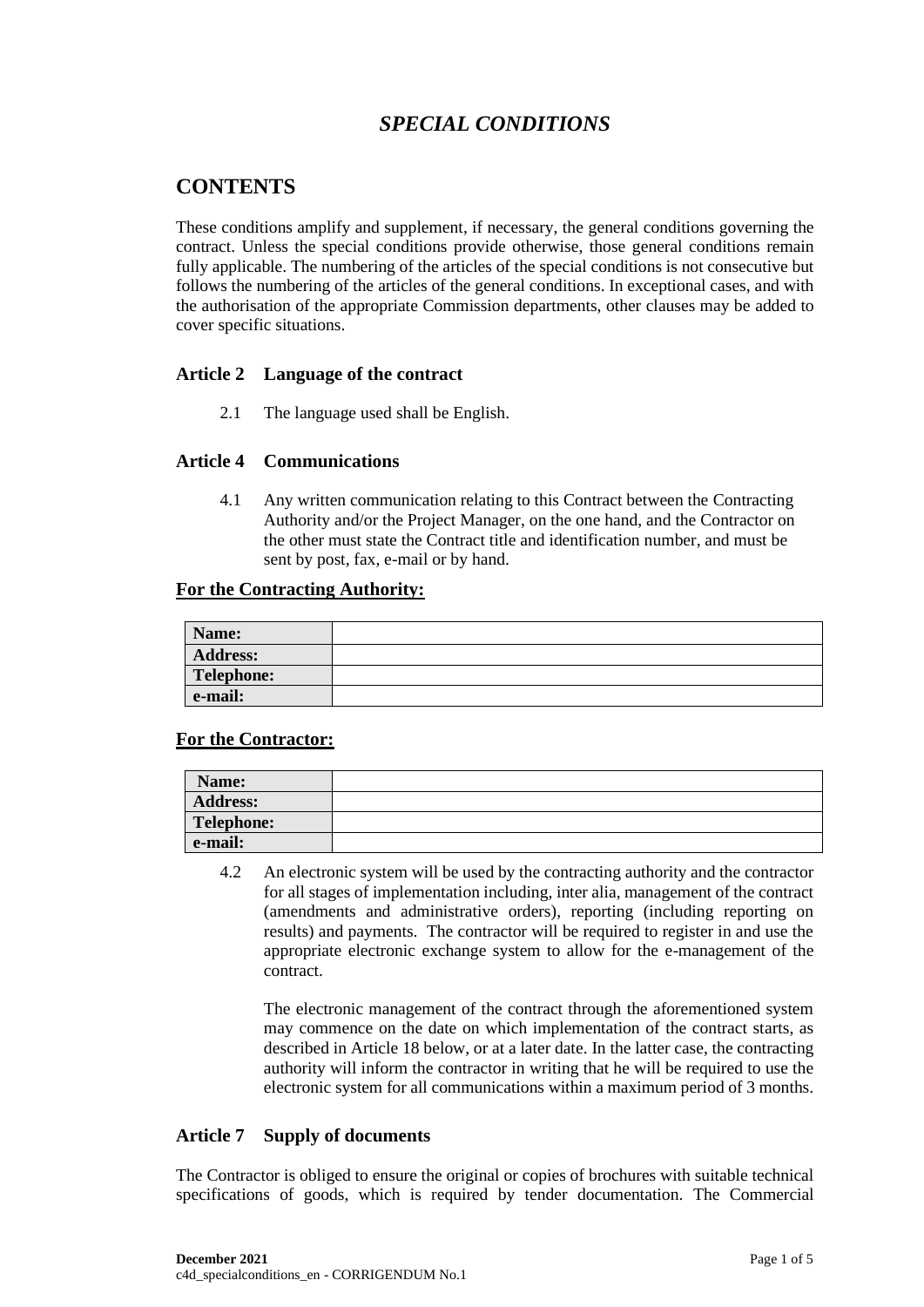# *SPECIAL CONDITIONS*

## CONTENTS

These conditions amplify and supplement, if necessary, the general conditions governing the contract. Unless the special conditions provide otherwise, those general conditions remain fully applicable. The numbering of the articles of the special conditions is not consecutive but follows the numbering of the articles of the general conditions. In exceptional cases, and with the authorisation of the appropriate Commission departments, other clauses may be added to cover specific situations.

### Article 2 Language of the contract

2.1 The language used shall be English.

### Article 4 Communications

4.1 Any written communication relating to this Contract between the Contracting Authority and/or the Project Manager, on the one hand, and the Contractor on the other must state the Contract title and identification number, and must be sent by post, fax, e-mail or by hand.

**For the Contracting Authority:**

| **Name:** | |
|---|---|
| **Address:** | |
| **Telephone:** | |
| **e-mail:** | |

**For the Contractor:**

| **Name:** | |
|---|---|
| **Address:** | |
| **Telephone:** | |
| **e-mail:** | |

4.2 An electronic system will be used by the contracting authority and the contractor for all stages of implementation including, inter alia, management of the contract (amendments and administrative orders), reporting (including reporting on results) and payments. The contractor will be required to register in and use the appropriate electronic exchange system to allow for the e-management of the contract.

The electronic management of the contract through the aforementioned system may commence on the date on which implementation of the contract starts, as described in Article 18 below, or at a later date. In the latter case, the contracting authority will inform the contractor in writing that he will be required to use the electronic system for all communications within a maximum period of 3 months.

### Article 7 Supply of documents

The Contractor is obliged to ensure the original or copies of brochures with suitable technical specifications of goods, which is required by tender documentation. The Commercial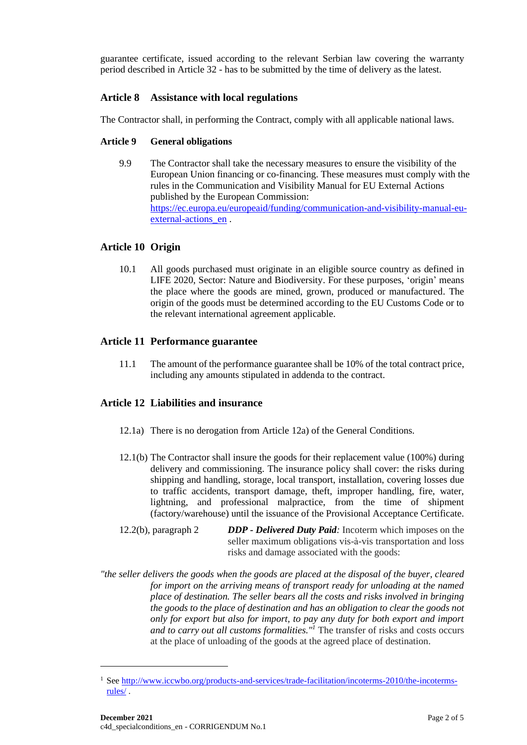guarantee certificate, issued according to the relevant Serbian law covering the warranty period described in Article 32 - has to be submitted by the time of delivery as the latest.

## Article 8 Assistance with local regulations

The Contractor shall, in performing the Contract, comply with all applicable national laws.

### Article 9 General obligations

9.9 The Contractor shall take the necessary measures to ensure the visibility of the European Union financing or co-financing. These measures must comply with the rules in the Communication and Visibility Manual for EU External Actions published by the European Commission: [https://ec.europa.eu/europeaid/funding/communication-and-visibility-manual-eu-external-actions_en](https://ec.europa.eu/europeaid/funding/communication-and-visibility-manual-eu-external-actions_en) .

## Article 10 Origin

10.1 All goods purchased must originate in an eligible source country as defined in LIFE 2020, Sector: Nature and Biodiversity. For these purposes, 'origin' means the place where the goods are mined, grown, produced or manufactured. The origin of the goods must be determined according to the EU Customs Code or to the relevant international agreement applicable.

## Article 11 Performance guarantee

11.1 The amount of the performance guarantee shall be 10% of the total contract price, including any amounts stipulated in addenda to the contract.

## Article 12 Liabilities and insurance

12.1a) There is no derogation from Article 12a) of the General Conditions.

12.1(b) The Contractor shall insure the goods for their replacement value (100%) during delivery and commissioning. The insurance policy shall cover: the risks during shipping and handling, storage, local transport, installation, covering losses due to traffic accidents, transport damage, theft, improper handling, fire, water, lightning, and professional malpractice, from the time of shipment (factory/warehouse) until the issuance of the Provisional Acceptance Certificate.

12.2(b), paragraph 2 ***DDP - Delivered Duty Paid****:* Incoterm which imposes on the seller maximum obligations vis-à-vis transportation and loss risks and damage associated with the goods:

*"the seller delivers the goods when the goods are placed at the disposal of the buyer, cleared for import on the arriving means of transport ready for unloading at the named place of destination. The seller bears all the costs and risks involved in bringing the goods to the place of destination and has an obligation to clear the goods not only for export but also for import, to pay any duty for both export and import and to carry out all customs formalities."*[1] The transfer of risks and costs occurs at the place of unloading of the goods at the agreed place of destination.

---

[1] See [http://www.iccwbo.org/products-and-services/trade-facilitation/incoterms-2010/the-incoterms-rules/](http://www.iccwbo.org/products-and-services/trade-facilitation/incoterms-2010/the-incoterms-rules/) .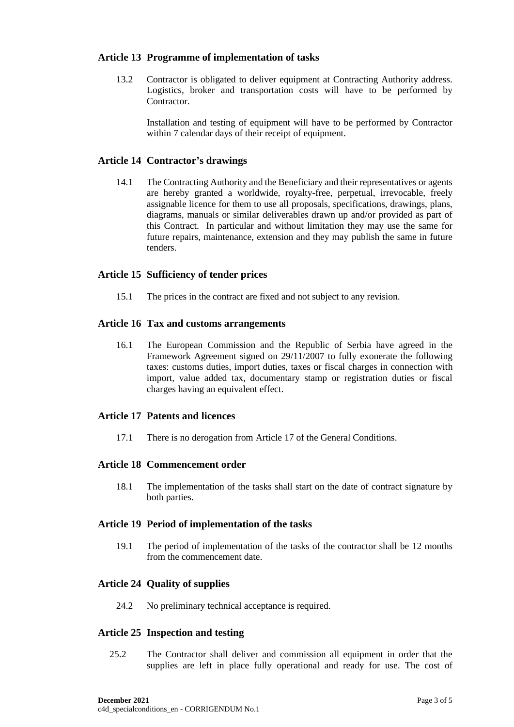## Article 13 Programme of implementation of tasks

13.2 Contractor is obligated to deliver equipment at Contracting Authority address. Logistics, broker and transportation costs will have to be performed by Contractor.

Installation and testing of equipment will have to be performed by Contractor within 7 calendar days of their receipt of equipment.

## Article 14 Contractor's drawings

14.1 The Contracting Authority and the Beneficiary and their representatives or agents are hereby granted a worldwide, royalty-free, perpetual, irrevocable, freely assignable licence for them to use all proposals, specifications, drawings, plans, diagrams, manuals or similar deliverables drawn up and/or provided as part of this Contract. In particular and without limitation they may use the same for future repairs, maintenance, extension and they may publish the same in future tenders.

## Article 15 Sufficiency of tender prices

15.1 The prices in the contract are fixed and not subject to any revision.

## Article 16 Tax and customs arrangements

16.1 The European Commission and the Republic of Serbia have agreed in the Framework Agreement signed on 29/11/2007 to fully exonerate the following taxes: customs duties, import duties, taxes or fiscal charges in connection with import, value added tax, documentary stamp or registration duties or fiscal charges having an equivalent effect.

## Article 17 Patents and licences

17.1 There is no derogation from Article 17 of the General Conditions.

## Article 18 Commencement order

18.1 The implementation of the tasks shall start on the date of contract signature by both parties.

## Article 19 Period of implementation of the tasks

19.1 The period of implementation of the tasks of the contractor shall be 12 months from the commencement date.

## Article 24 Quality of supplies

24.2 No preliminary technical acceptance is required.

## Article 25 Inspection and testing

25.2 The Contractor shall deliver and commission all equipment in order that the supplies are left in place fully operational and ready for use. The cost of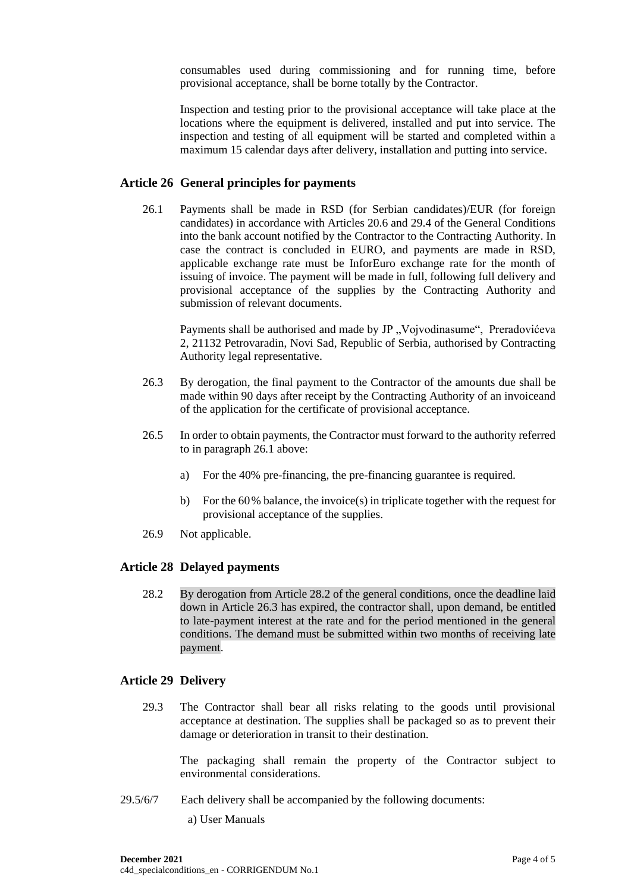consumables used during commissioning and for running time, before provisional acceptance, shall be borne totally by the Contractor.

Inspection and testing prior to the provisional acceptance will take place at the locations where the equipment is delivered, installed and put into service. The inspection and testing of all equipment will be started and completed within a maximum 15 calendar days after delivery, installation and putting into service.

## Article 26 General principles for payments

26.1 Payments shall be made in RSD (for Serbian candidates)/EUR (for foreign candidates) in accordance with Articles 20.6 and 29.4 of the General Conditions into the bank account notified by the Contractor to the Contracting Authority. In case the contract is concluded in EURO, and payments are made in RSD, applicable exchange rate must be InforEuro exchange rate for the month of issuing of invoice. The payment will be made in full, following full delivery and provisional acceptance of the supplies by the Contracting Authority and submission of relevant documents.

Payments shall be authorised and made by JP „Vojvodinasume“, Preradovićeva 2, 21132 Petrovaradin, Novi Sad, Republic of Serbia, authorised by Contracting Authority legal representative.

26.3 By derogation, the final payment to the Contractor of the amounts due shall be made within 90 days after receipt by the Contracting Authority of an invoiceand of the application for the certificate of provisional acceptance.

26.5 In order to obtain payments, the Contractor must forward to the authority referred to in paragraph 26.1 above:

a) For the 40% pre-financing, the pre-financing guarantee is required.

b) For the 60% balance, the invoice(s) in triplicate together with the request for provisional acceptance of the supplies.

26.9 Not applicable.

## Article 28 Delayed payments

28.2 By derogation from Article 28.2 of the general conditions, once the deadline laid down in Article 26.3 has expired, the contractor shall, upon demand, be entitled to late-payment interest at the rate and for the period mentioned in the general conditions. The demand must be submitted within two months of receiving late payment.

## Article 29 Delivery

29.3 The Contractor shall bear all risks relating to the goods until provisional acceptance at destination. The supplies shall be packaged so as to prevent their damage or deterioration in transit to their destination.

The packaging shall remain the property of the Contractor subject to environmental considerations.

29.5/6/7 Each delivery shall be accompanied by the following documents:

a) User Manuals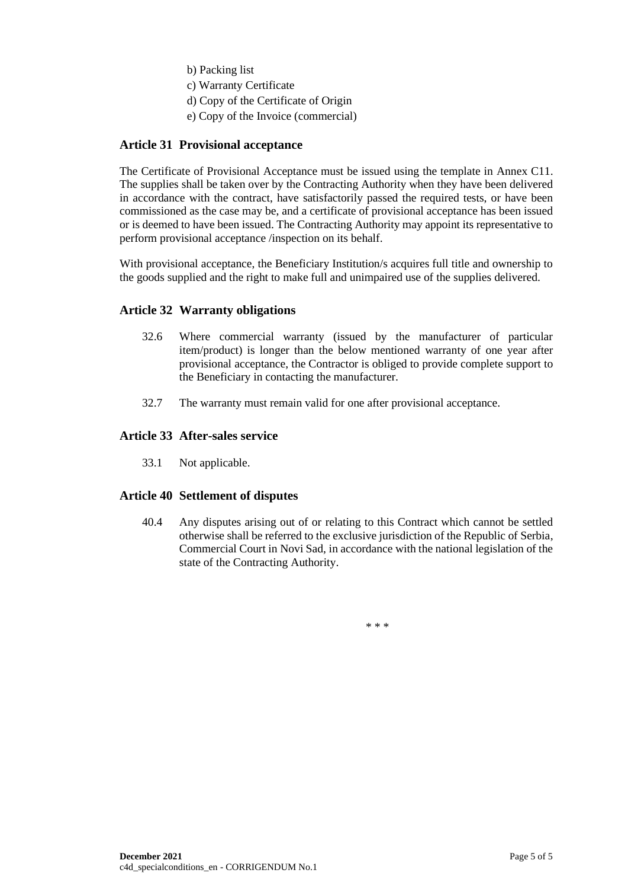b) Packing list

c) Warranty Certificate

d) Copy of the Certificate of Origin

e) Copy of the Invoice (commercial)

## Article 31 Provisional acceptance

The Certificate of Provisional Acceptance must be issued using the template in Annex C11. The supplies shall be taken over by the Contracting Authority when they have been delivered in accordance with the contract, have satisfactorily passed the required tests, or have been commissioned as the case may be, and a certificate of provisional acceptance has been issued or is deemed to have been issued. The Contracting Authority may appoint its representative to perform provisional acceptance /inspection on its behalf.

With provisional acceptance, the Beneficiary Institution/s acquires full title and ownership to the goods supplied and the right to make full and unimpaired use of the supplies delivered.

## Article 32 Warranty obligations

32.6 Where commercial warranty (issued by the manufacturer of particular item/product) is longer than the below mentioned warranty of one year after provisional acceptance, the Contractor is obliged to provide complete support to the Beneficiary in contacting the manufacturer.

32.7 The warranty must remain valid for one after provisional acceptance.

## Article 33 After-sales service

33.1 Not applicable.

## Article 40 Settlement of disputes

40.4 Any disputes arising out of or relating to this Contract which cannot be settled otherwise shall be referred to the exclusive jurisdiction of the Republic of Serbia, Commercial Court in Novi Sad, in accordance with the national legislation of the state of the Contracting Authority.

\* \* \*